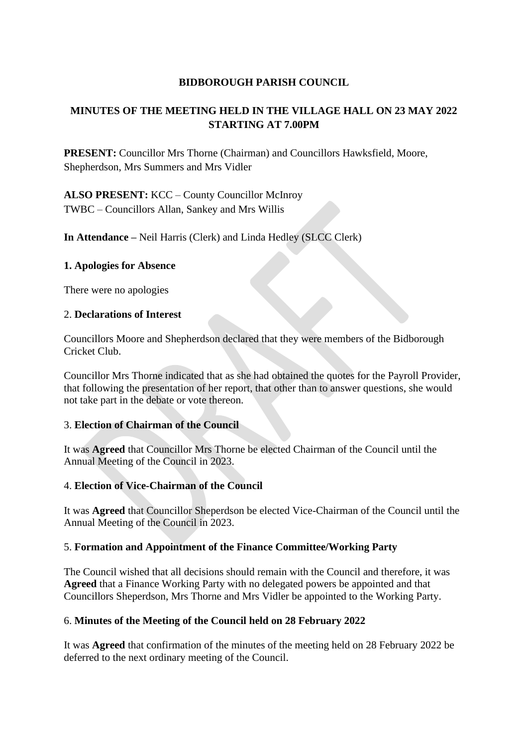**BIDBOROUGH PARISH COUNCIL**

**MINUTES OF THE MEETING HELD IN THE VILLAGE HALL ON 23 MAY 2022 STARTING AT 7.00PM**

**PRESENT:** Councillor Mrs Thorne (Chairman) and Councillors Hawksfield, Moore, Shepherdson, Mrs Summers and Mrs Vidler

**ALSO PRESENT:** KCC – County Councillor McInroy
TWBC – Councillors Allan, Sankey and Mrs Willis

**In Attendance –** Neil Harris (Clerk) and Linda Hedley (SLCC Clerk)

**1. Apologies for Absence**

There were no apologies

2. **Declarations of Interest**

Councillors Moore and Shepherdson declared that they were members of the Bidborough Cricket Club.

Councillor Mrs Thorne indicated that as she had obtained the quotes for the Payroll Provider, that following the presentation of her report, that other than to answer questions, she would not take part in the debate or vote thereon.

3. **Election of Chairman of the Council**

It was **Agreed** that Councillor Mrs Thorne be elected Chairman of the Council until the Annual Meeting of the Council in 2023.

4. **Election of Vice-Chairman of the Council**

It was **Agreed** that Councillor Sheperdson be elected Vice-Chairman of the Council until the Annual Meeting of the Council in 2023.

5. **Formation and Appointment of the Finance Committee/Working Party**

The Council wished that all decisions should remain with the Council and therefore, it was **Agreed** that a Finance Working Party with no delegated powers be appointed and that Councillors Sheperdson, Mrs Thorne and Mrs Vidler be appointed to the Working Party.

6. **Minutes of the Meeting of the Council held on 28 February 2022**

It was **Agreed** that confirmation of the minutes of the meeting held on 28 February 2022 be deferred to the next ordinary meeting of the Council.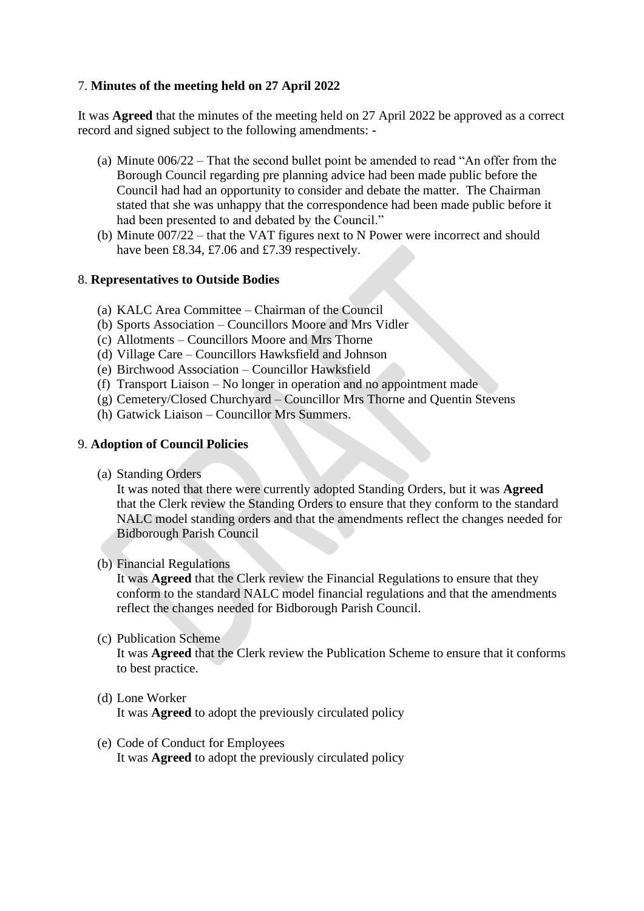7. **Minutes of the meeting held on 27 April 2022**

It was **Agreed** that the minutes of the meeting held on 27 April 2022 be approved as a correct record and signed subject to the following amendments: -

(a) Minute 006/22 – That the second bullet point be amended to read "An offer from the Borough Council regarding pre planning advice had been made public before the Council had had an opportunity to consider and debate the matter. The Chairman stated that she was unhappy that the correspondence had been made public before it had been presented to and debated by the Council."
(b) Minute 007/22 – that the VAT figures next to N Power were incorrect and should have been £8.34, £7.06 and £7.39 respectively.

8. **Representatives to Outside Bodies**

(a) KALC Area Committee – Chairman of the Council
(b) Sports Association – Councillors Moore and Mrs Vidler
(c) Allotments – Councillors Moore and Mrs Thorne
(d) Village Care – Councillors Hawksfield and Johnson
(e) Birchwood Association – Councillor Hawksfield
(f) Transport Liaison – No longer in operation and no appointment made
(g) Cemetery/Closed Churchyard – Councillor Mrs Thorne and Quentin Stevens
(h) Gatwick Liaison – Councillor Mrs Summers.

9. **Adoption of Council Policies**

(a) Standing Orders
It was noted that there were currently adopted Standing Orders, but it was **Agreed** that the Clerk review the Standing Orders to ensure that they conform to the standard NALC model standing orders and that the amendments reflect the changes needed for Bidborough Parish Council

(b) Financial Regulations
It was **Agreed** that the Clerk review the Financial Regulations to ensure that they conform to the standard NALC model financial regulations and that the amendments reflect the changes needed for Bidborough Parish Council.

(c) Publication Scheme
It was **Agreed** that the Clerk review the Publication Scheme to ensure that it conforms to best practice.

(d) Lone Worker
It was **Agreed** to adopt the previously circulated policy

(e) Code of Conduct for Employees
It was **Agreed** to adopt the previously circulated policy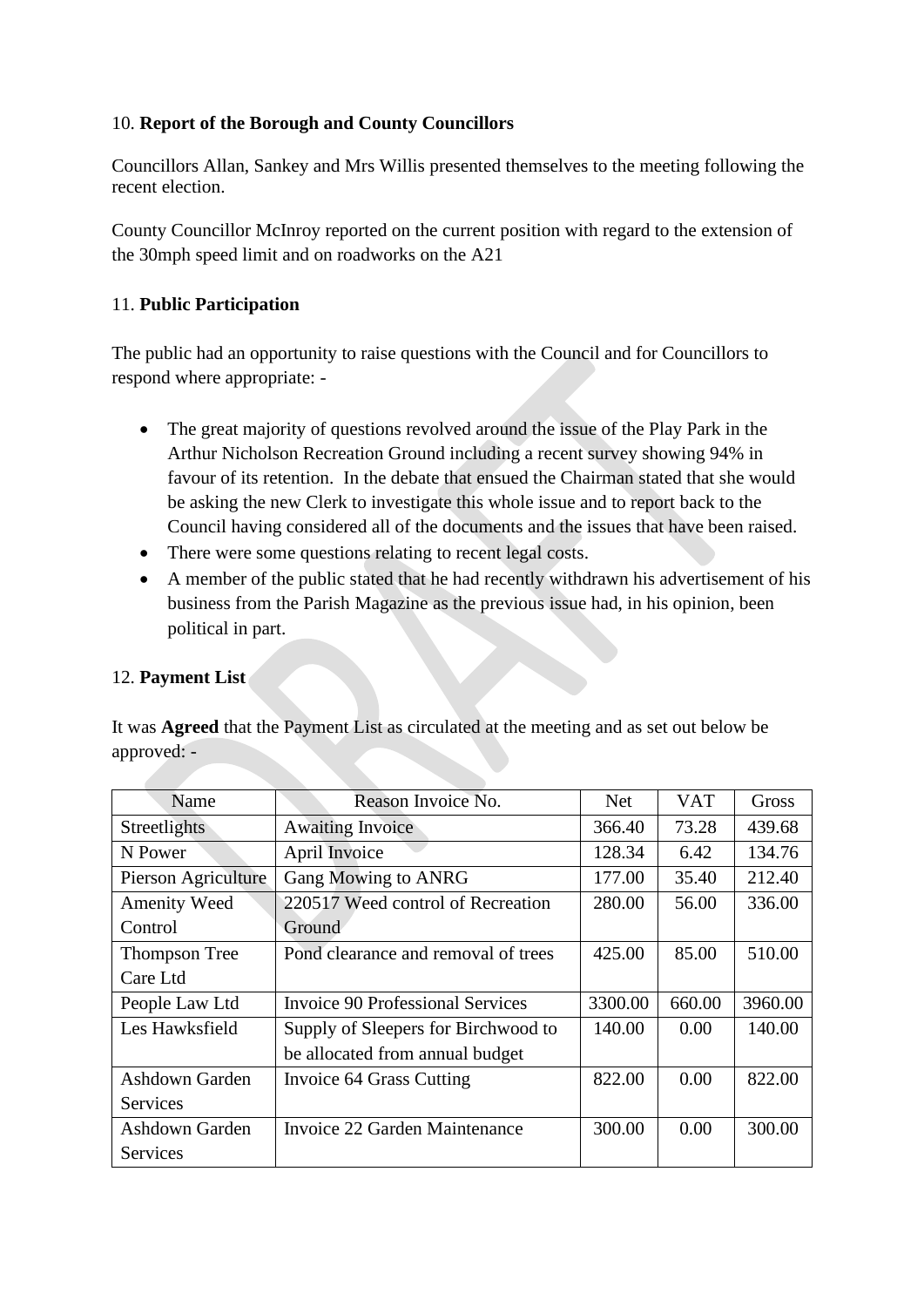10. **Report of the Borough and County Councillors**

Councillors Allan, Sankey and Mrs Willis presented themselves to the meeting following the recent election.

County Councillor McInroy reported on the current position with regard to the extension of the 30mph speed limit and on roadworks on the A21

11. **Public Participation**

The public had an opportunity to raise questions with the Council and for Councillors to respond where appropriate: -

- The great majority of questions revolved around the issue of the Play Park in the Arthur Nicholson Recreation Ground including a recent survey showing 94% in favour of its retention. In the debate that ensued the Chairman stated that she would be asking the new Clerk to investigate this whole issue and to report back to the Council having considered all of the documents and the issues that have been raised.
- There were some questions relating to recent legal costs.
- A member of the public stated that he had recently withdrawn his advertisement of his business from the Parish Magazine as the previous issue had, in his opinion, been political in part.

12. **Payment List**

It was **Agreed** that the Payment List as circulated at the meeting and as set out below be approved: -

| Name | Reason Invoice No. | Net | VAT | Gross |
|---|---|---|---|---|
| Streetlights | Awaiting Invoice | 366.40 | 73.28 | 439.68 |
| N Power | April Invoice | 128.34 | 6.42 | 134.76 |
| Pierson Agriculture | Gang Mowing to ANRG | 177.00 | 35.40 | 212.40 |
| Amenity Weed Control | 220517 Weed control of Recreation Ground | 280.00 | 56.00 | 336.00 |
| Thompson Tree Care Ltd | Pond clearance and removal of trees | 425.00 | 85.00 | 510.00 |
| People Law Ltd | Invoice 90 Professional Services | 3300.00 | 660.00 | 3960.00 |
| Les Hawksfield | Supply of Sleepers for Birchwood to be allocated from annual budget | 140.00 | 0.00 | 140.00 |
| Ashdown Garden Services | Invoice 64 Grass Cutting | 822.00 | 0.00 | 822.00 |
| Ashdown Garden Services | Invoice 22 Garden Maintenance | 300.00 | 0.00 | 300.00 |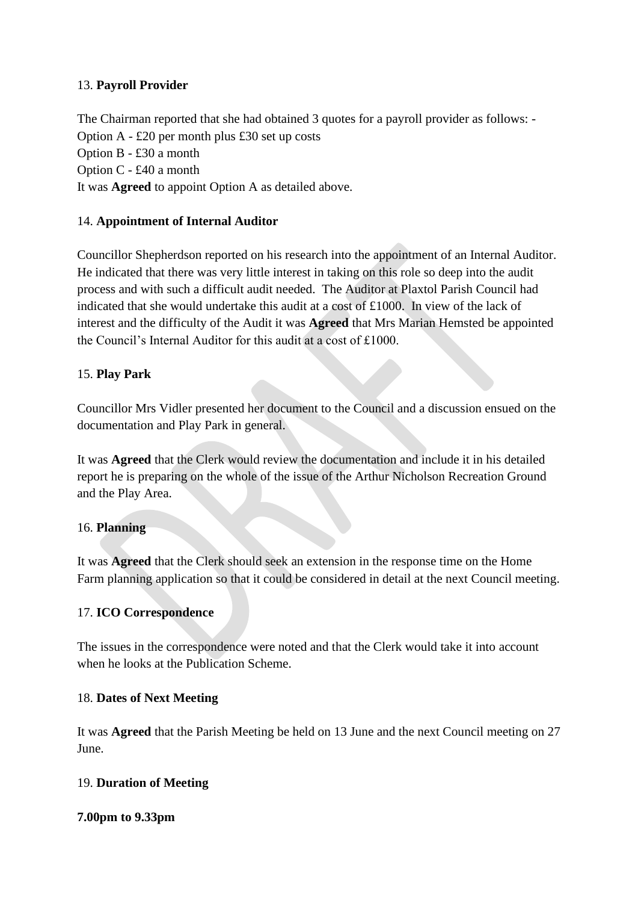13. **Payroll Provider**

The Chairman reported that she had obtained 3 quotes for a payroll provider as follows: -
Option A - £20 per month plus £30 set up costs
Option B - £30 a month
Option C - £40 a month
It was **Agreed** to appoint Option A as detailed above.

14. **Appointment of Internal Auditor**

Councillor Shepherdson reported on his research into the appointment of an Internal Auditor. He indicated that there was very little interest in taking on this role so deep into the audit process and with such a difficult audit needed. The Auditor at Plaxtol Parish Council had indicated that she would undertake this audit at a cost of £1000. In view of the lack of interest and the difficulty of the Audit it was **Agreed** that Mrs Marian Hemsted be appointed the Council's Internal Auditor for this audit at a cost of £1000.

15. **Play Park**

Councillor Mrs Vidler presented her document to the Council and a discussion ensued on the documentation and Play Park in general.

It was **Agreed** that the Clerk would review the documentation and include it in his detailed report he is preparing on the whole of the issue of the Arthur Nicholson Recreation Ground and the Play Area.

16. **Planning**

It was **Agreed** that the Clerk should seek an extension in the response time on the Home Farm planning application so that it could be considered in detail at the next Council meeting.

17. **ICO Correspondence**

The issues in the correspondence were noted and that the Clerk would take it into account when he looks at the Publication Scheme.

18. **Dates of Next Meeting**

It was **Agreed** that the Parish Meeting be held on 13 June and the next Council meeting on 27 June.

19. **Duration of Meeting**

**7.00pm to 9.33pm**